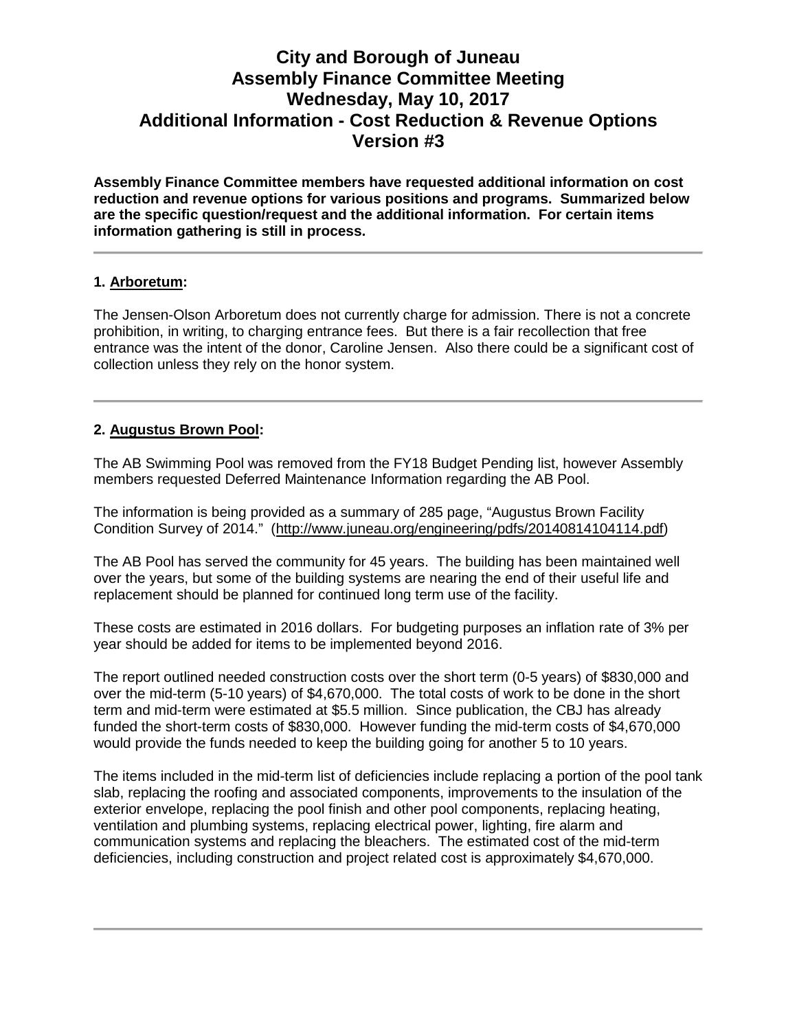# City and Borough of Juneau
# Assembly Finance Committee Meeting
# Wednesday, May 10, 2017
# Additional Information - Cost Reduction & Revenue Options
# Version #3

**Assembly Finance Committee members have requested additional information on cost reduction and revenue options for various positions and programs. Summarized below are the specific question/request and the additional information. For certain items information gathering is still in process.**

---

### 1. Arboretum:

The Jensen-Olson Arboretum does not currently charge for admission. There is not a concrete prohibition, in writing, to charging entrance fees. But there is a fair recollection that free entrance was the intent of the donor, Caroline Jensen. Also there could be a significant cost of collection unless they rely on the honor system.

---

### 2. Augustus Brown Pool:

The AB Swimming Pool was removed from the FY18 Budget Pending list, however Assembly members requested Deferred Maintenance Information regarding the AB Pool.

The information is being provided as a summary of 285 page, "Augustus Brown Facility Condition Survey of 2014." (http://www.juneau.org/engineering/pdfs/20140814104114.pdf)

The AB Pool has served the community for 45 years. The building has been maintained well over the years, but some of the building systems are nearing the end of their useful life and replacement should be planned for continued long term use of the facility.

These costs are estimated in 2016 dollars. For budgeting purposes an inflation rate of 3% per year should be added for items to be implemented beyond 2016.

The report outlined needed construction costs over the short term (0-5 years) of $830,000 and over the mid-term (5-10 years) of $4,670,000. The total costs of work to be done in the short term and mid-term were estimated at $5.5 million. Since publication, the CBJ has already funded the short-term costs of $830,000. However funding the mid-term costs of $4,670,000 would provide the funds needed to keep the building going for another 5 to 10 years.

The items included in the mid-term list of deficiencies include replacing a portion of the pool tank slab, replacing the roofing and associated components, improvements to the insulation of the exterior envelope, replacing the pool finish and other pool components, replacing heating, ventilation and plumbing systems, replacing electrical power, lighting, fire alarm and communication systems and replacing the bleachers. The estimated cost of the mid-term deficiencies, including construction and project related cost is approximately $4,670,000.

---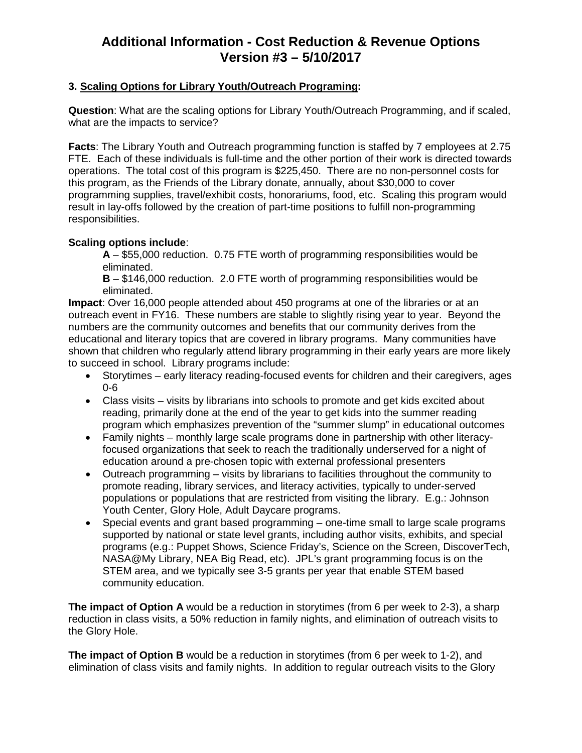# Additional Information - Cost Reduction & Revenue Options
# Version #3 – 5/10/2017

**3. Scaling Options for Library Youth/Outreach Programing:**

**Question**: What are the scaling options for Library Youth/Outreach Programming, and if scaled, what are the impacts to service?

**Facts**: The Library Youth and Outreach programming function is staffed by 7 employees at 2.75 FTE. Each of these individuals is full-time and the other portion of their work is directed towards operations. The total cost of this program is $225,450. There are no non-personnel costs for this program, as the Friends of the Library donate, annually, about $30,000 to cover programming supplies, travel/exhibit costs, honorariums, food, etc. Scaling this program would result in lay-offs followed by the creation of part-time positions to fulfill non-programming responsibilities.

**Scaling options include**:

**A** – $55,000 reduction. 0.75 FTE worth of programming responsibilities would be eliminated.

**B** – $146,000 reduction. 2.0 FTE worth of programming responsibilities would be eliminated.

**Impact**: Over 16,000 people attended about 450 programs at one of the libraries or at an outreach event in FY16. These numbers are stable to slightly rising year to year. Beyond the numbers are the community outcomes and benefits that our community derives from the educational and literary topics that are covered in library programs. Many communities have shown that children who regularly attend library programming in their early years are more likely to succeed in school. Library programs include:

- Storytimes – early literacy reading-focused events for children and their caregivers, ages 0-6
- Class visits – visits by librarians into schools to promote and get kids excited about reading, primarily done at the end of the year to get kids into the summer reading program which emphasizes prevention of the "summer slump" in educational outcomes
- Family nights – monthly large scale programs done in partnership with other literacy-focused organizations that seek to reach the traditionally underserved for a night of education around a pre-chosen topic with external professional presenters
- Outreach programming – visits by librarians to facilities throughout the community to promote reading, library services, and literacy activities, typically to under-served populations or populations that are restricted from visiting the library. E.g.: Johnson Youth Center, Glory Hole, Adult Daycare programs.
- Special events and grant based programming – one-time small to large scale programs supported by national or state level grants, including author visits, exhibits, and special programs (e.g.: Puppet Shows, Science Friday's, Science on the Screen, DiscoverTech, NASA@My Library, NEA Big Read, etc). JPL's grant programming focus is on the STEM area, and we typically see 3-5 grants per year that enable STEM based community education.

**The impact of Option A** would be a reduction in storytimes (from 6 per week to 2-3), a sharp reduction in class visits, a 50% reduction in family nights, and elimination of outreach visits to the Glory Hole.

**The impact of Option B** would be a reduction in storytimes (from 6 per week to 1-2), and elimination of class visits and family nights. In addition to regular outreach visits to the Glory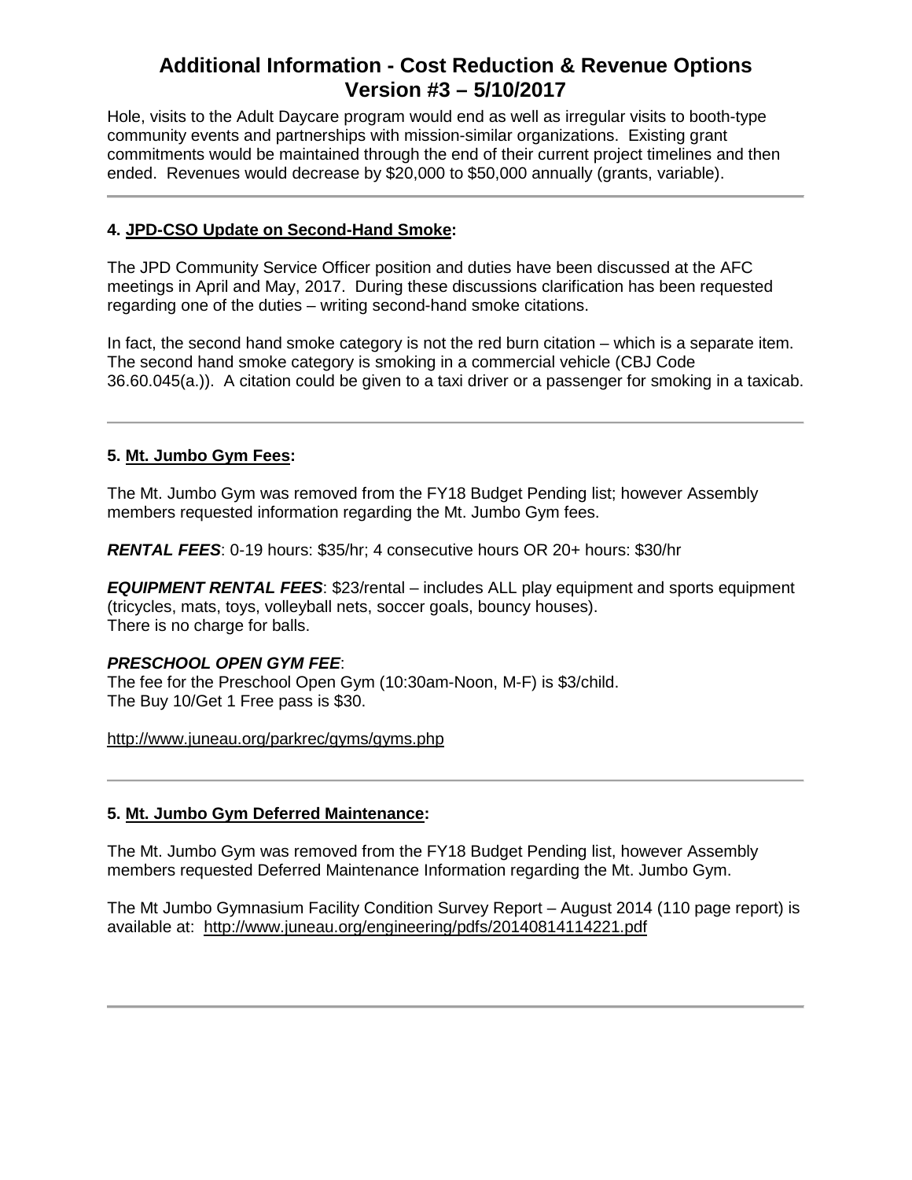Hole, visits to the Adult Daycare program would end as well as irregular visits to booth-type community events and partnerships with mission-similar organizations. Existing grant commitments would be maintained through the end of their current project timelines and then ended. Revenues would decrease by $20,000 to $50,000 annually (grants, variable).

---

**4. JPD-CSO Update on Second-Hand Smoke:**

The JPD Community Service Officer position and duties have been discussed at the AFC meetings in April and May, 2017. During these discussions clarification has been requested regarding one of the duties – writing second-hand smoke citations.

In fact, the second hand smoke category is not the red burn citation – which is a separate item. The second hand smoke category is smoking in a commercial vehicle (CBJ Code 36.60.045(a.)). A citation could be given to a taxi driver or a passenger for smoking in a taxicab.

---

**5. Mt. Jumbo Gym Fees:**

The Mt. Jumbo Gym was removed from the FY18 Budget Pending list; however Assembly members requested information regarding the Mt. Jumbo Gym fees.

***RENTAL FEES***: 0-19 hours: $35/hr; 4 consecutive hours OR 20+ hours: $30/hr

***EQUIPMENT RENTAL FEES***: $23/rental – includes ALL play equipment and sports equipment (tricycles, mats, toys, volleyball nets, soccer goals, bouncy houses).
There is no charge for balls.

***PRESCHOOL OPEN GYM FEE***:
The fee for the Preschool Open Gym (10:30am-Noon, M-F) is $3/child.
The Buy 10/Get 1 Free pass is $30.

http://www.juneau.org/parkrec/gyms/gyms.php

---

**5. Mt. Jumbo Gym Deferred Maintenance:**

The Mt. Jumbo Gym was removed from the FY18 Budget Pending list, however Assembly members requested Deferred Maintenance Information regarding the Mt. Jumbo Gym.

The Mt Jumbo Gymnasium Facility Condition Survey Report – August 2014 (110 page report) is available at: http://www.juneau.org/engineering/pdfs/20140814114221.pdf

---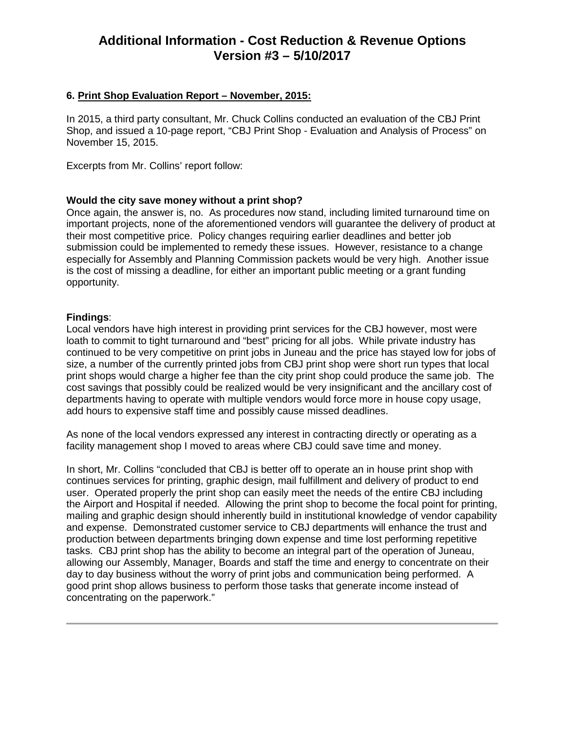# Additional Information - Cost Reduction & Revenue Options
# Version #3 – 5/10/2017

## 6. Print Shop Evaluation Report – November, 2015:

In 2015, a third party consultant, Mr. Chuck Collins conducted an evaluation of the CBJ Print Shop, and issued a 10-page report, "CBJ Print Shop - Evaluation and Analysis of Process" on November 15, 2015.

Excerpts from Mr. Collins' report follow:

**Would the city save money without a print shop?**
Once again, the answer is, no. As procedures now stand, including limited turnaround time on important projects, none of the aforementioned vendors will guarantee the delivery of product at their most competitive price. Policy changes requiring earlier deadlines and better job submission could be implemented to remedy these issues. However, resistance to a change especially for Assembly and Planning Commission packets would be very high. Another issue is the cost of missing a deadline, for either an important public meeting or a grant funding opportunity.

**Findings**:
Local vendors have high interest in providing print services for the CBJ however, most were loath to commit to tight turnaround and "best" pricing for all jobs. While private industry has continued to be very competitive on print jobs in Juneau and the price has stayed low for jobs of size, a number of the currently printed jobs from CBJ print shop were short run types that local print shops would charge a higher fee than the city print shop could produce the same job. The cost savings that possibly could be realized would be very insignificant and the ancillary cost of departments having to operate with multiple vendors would force more in house copy usage, add hours to expensive staff time and possibly cause missed deadlines.

As none of the local vendors expressed any interest in contracting directly or operating as a facility management shop I moved to areas where CBJ could save time and money.

In short, Mr. Collins "concluded that CBJ is better off to operate an in house print shop with continues services for printing, graphic design, mail fulfillment and delivery of product to end user. Operated properly the print shop can easily meet the needs of the entire CBJ including the Airport and Hospital if needed. Allowing the print shop to become the focal point for printing, mailing and graphic design should inherently build in institutional knowledge of vendor capability and expense. Demonstrated customer service to CBJ departments will enhance the trust and production between departments bringing down expense and time lost performing repetitive tasks. CBJ print shop has the ability to become an integral part of the operation of Juneau, allowing our Assembly, Manager, Boards and staff the time and energy to concentrate on their day to day business without the worry of print jobs and communication being performed. A good print shop allows business to perform those tasks that generate income instead of concentrating on the paperwork."

---